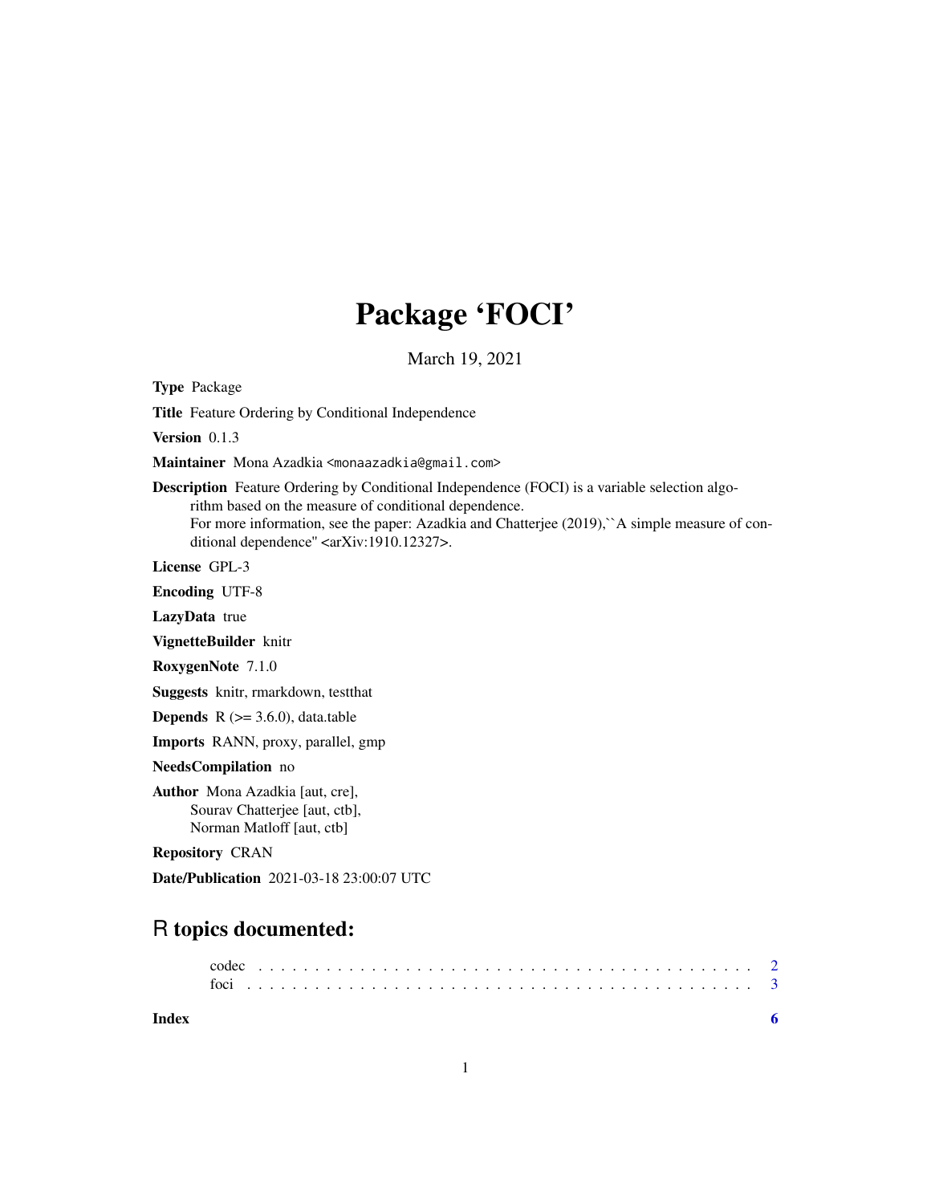# Package 'FOCI'

March 19, 2021

**Type** Package

**Title** Feature Ordering by Conditional Independence

**Version** 0.1.3

**Maintainer** Mona Azadkia <monaazadkia@gmail.com>

**Description** Feature Ordering by Conditional Independence (FOCI) is a variable selection algorithm based on the measure of conditional dependence.
For more information, see the paper: Azadkia and Chatterjee (2019),``A simple measure of conditional dependence'' <arXiv:1910.12327>.

**License** GPL-3

**Encoding** UTF-8

**LazyData** true

**VignetteBuilder** knitr

**RoxygenNote** 7.1.0

**Suggests** knitr, rmarkdown, testthat

**Depends** R (>= 3.6.0), data.table

**Imports** RANN, proxy, parallel, gmp

**NeedsCompilation** no

**Author** Mona Azadkia [aut, cre],
Sourav Chatterjee [aut, ctb],
Norman Matloff [aut, ctb]

**Repository** CRAN

**Date/Publication** 2021-03-18 23:00:07 UTC

## R topics documented:

- codec . . . . . . . . . . . . . . . . . . . . . . . . . . . . . . . . . . . . . . . . . . . 2
- foci . . . . . . . . . . . . . . . . . . . . . . . . . . . . . . . . . . . . . . . . . . . . 3

**Index** **6**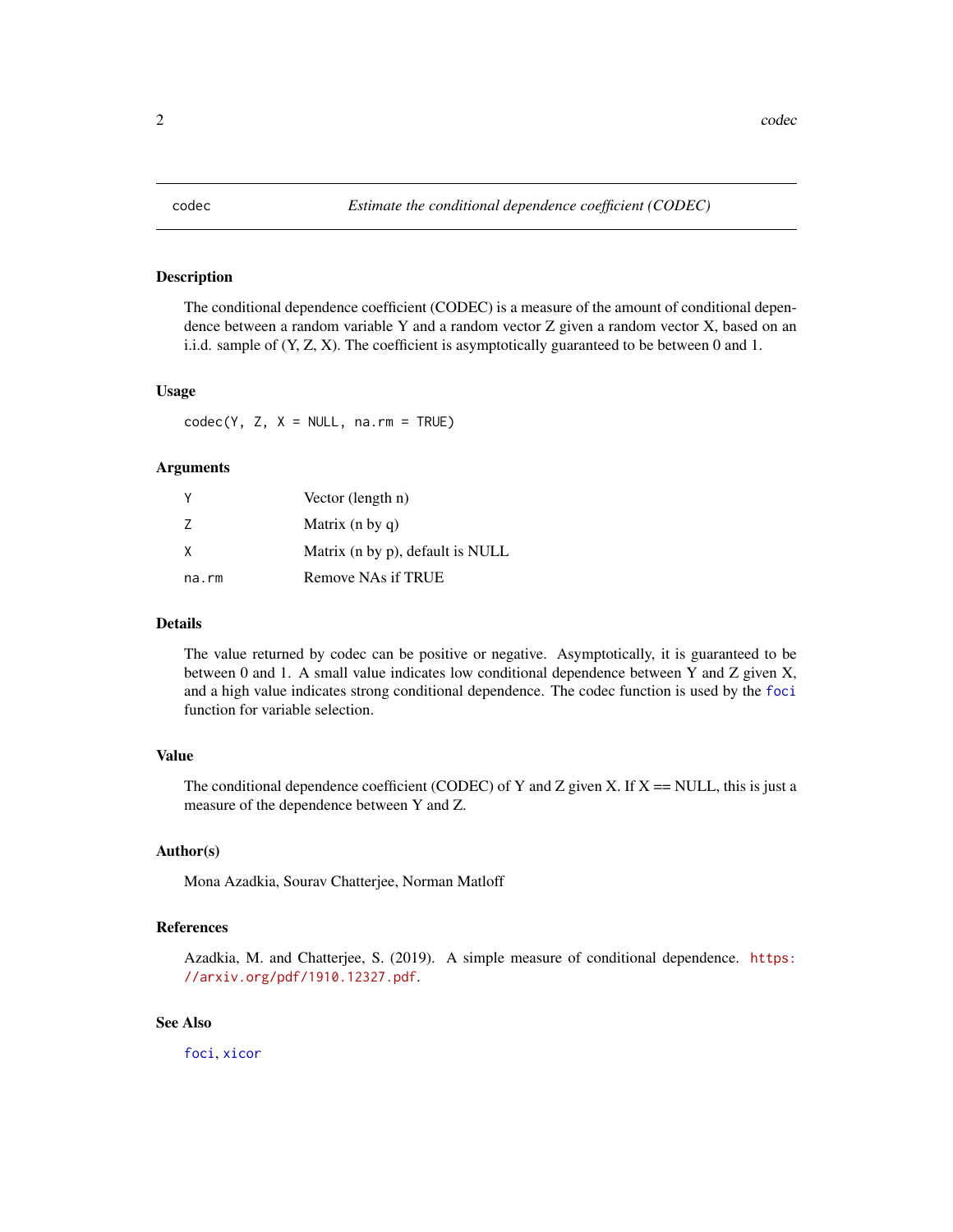codec *Estimate the conditional dependence coefficient (CODEC)*

## Description

The conditional dependence coefficient (CODEC) is a measure of the amount of conditional dependence between a random variable Y and a random vector Z given a random vector X, based on an i.i.d. sample of (Y, Z, X). The coefficient is asymptotically guaranteed to be between 0 and 1.

## Usage

```
codec(Y, Z, X = NULL, na.rm = TRUE)
```

## Arguments

| | |
|---|---|
| `Y` | Vector (length n) |
| `Z` | Matrix (n by q) |
| `X` | Matrix (n by p), default is NULL |
| `na.rm` | Remove NAs if TRUE |

## Details

The value returned by codec can be positive or negative. Asymptotically, it is guaranteed to be between 0 and 1. A small value indicates low conditional dependence between Y and Z given X, and a high value indicates strong conditional dependence. The codec function is used by the `foci` function for variable selection.

## Value

The conditional dependence coefficient (CODEC) of Y and Z given X. If X == NULL, this is just a measure of the dependence between Y and Z.

## Author(s)

Mona Azadkia, Sourav Chatterjee, Norman Matloff

## References

Azadkia, M. and Chatterjee, S. (2019). A simple measure of conditional dependence. https://arxiv.org/pdf/1910.12327.pdf.

## See Also

`foci`, `xicor`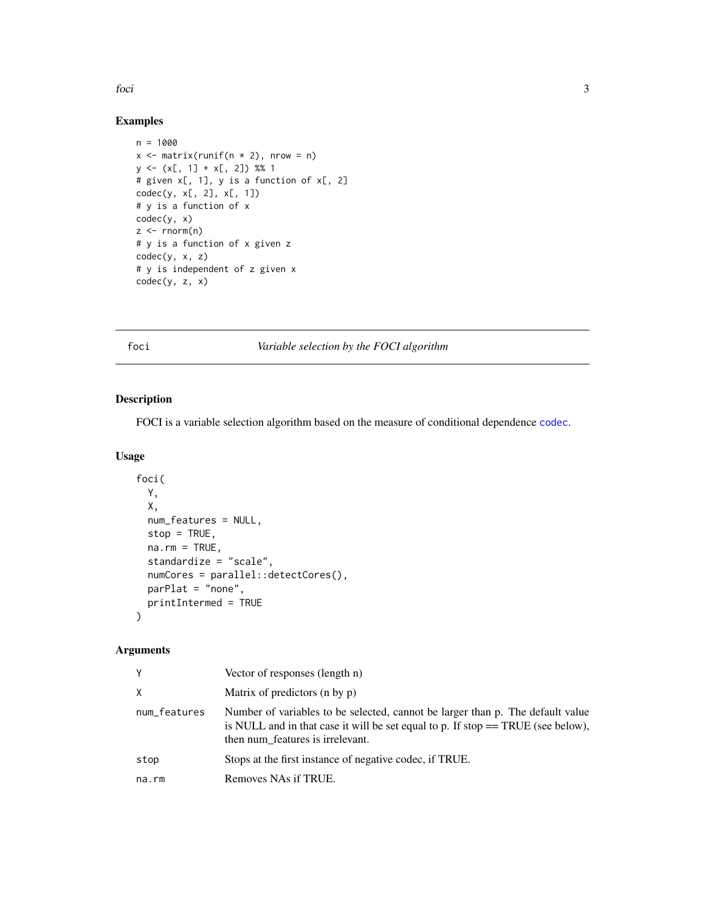## Examples

```
n = 1000
x <- matrix(runif(n * 2), nrow = n)
y <- (x[, 1] + x[, 2]) %% 1
# given x[, 1], y is a function of x[, 2]
codec(y, x[, 2], x[, 1])
# y is a function of x
codec(y, x)
z <- rnorm(n)
# y is a function of x given z
codec(y, x, z)
# y is independent of z given x
codec(y, z, x)
```

---

# foci *Variable selection by the FOCI algorithm*

---

## Description

FOCI is a variable selection algorithm based on the measure of conditional dependence codec.

## Usage

```
foci(
  Y,
  X,
  num_features = NULL,
  stop = TRUE,
  na.rm = TRUE,
  standardize = "scale",
  numCores = parallel::detectCores(),
  parPlat = "none",
  printIntermed = TRUE
)
```

## Arguments

| | |
|---|---|
| Y | Vector of responses (length n) |
| X | Matrix of predictors (n by p) |
| num_features | Number of variables to be selected, cannot be larger than p. The default value is NULL and in that case it will be set equal to p. If stop == TRUE (see below), then num_features is irrelevant. |
| stop | Stops at the first instance of negative codec, if TRUE. |
| na.rm | Removes NAs if TRUE. |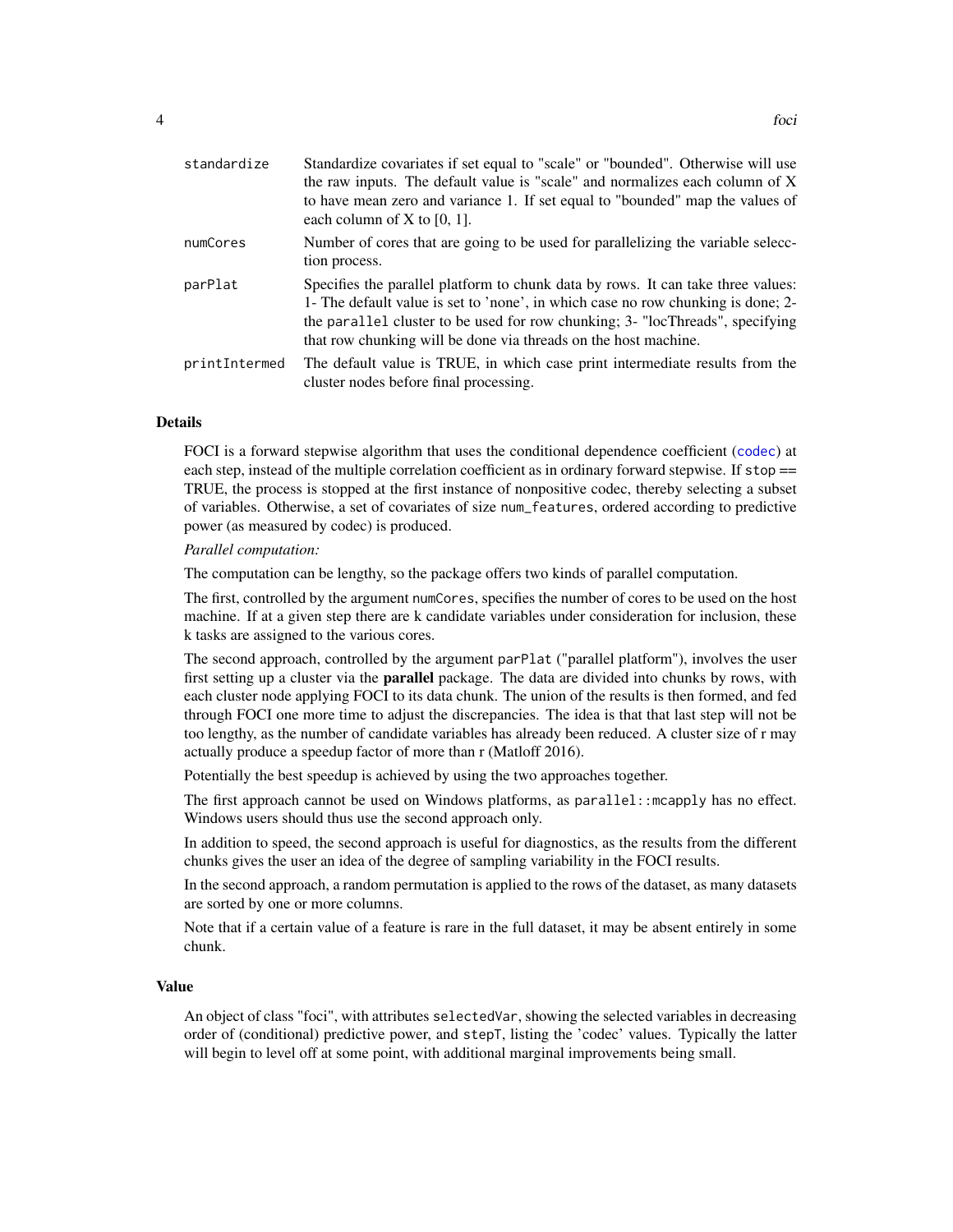| | |
|---|---|
| standardize | Standardize covariates if set equal to "scale" or "bounded". Otherwise will use the raw inputs. The default value is "scale" and normalizes each column of X to have mean zero and variance 1. If set equal to "bounded" map the values of each column of X to [0, 1]. |
| numCores | Number of cores that are going to be used for parallelizing the variable selecction process. |
| parPlat | Specifies the parallel platform to chunk data by rows. It can take three values: 1- The default value is set to 'none', in which case no row chunking is done; 2- the parallel cluster to be used for row chunking; 3- "locThreads", specifying that row chunking will be done via threads on the host machine. |
| printIntermed | The default value is TRUE, in which case print intermediate results from the cluster nodes before final processing. |

## Details

FOCI is a forward stepwise algorithm that uses the conditional dependence coefficient (codec) at each step, instead of the multiple correlation coefficient as in ordinary forward stepwise. If stop == TRUE, the process is stopped at the first instance of nonpositive codec, thereby selecting a subset of variables. Otherwise, a set of covariates of size num_features, ordered according to predictive power (as measured by codec) is produced.

*Parallel computation:*

The computation can be lengthy, so the package offers two kinds of parallel computation.

The first, controlled by the argument numCores, specifies the number of cores to be used on the host machine. If at a given step there are k candidate variables under consideration for inclusion, these k tasks are assigned to the various cores.

The second approach, controlled by the argument parPlat ("parallel platform"), involves the user first setting up a cluster via the **parallel** package. The data are divided into chunks by rows, with each cluster node applying FOCI to its data chunk. The union of the results is then formed, and fed through FOCI one more time to adjust the discrepancies. The idea is that that last step will not be too lengthy, as the number of candidate variables has already been reduced. A cluster size of r may actually produce a speedup factor of more than r (Matloff 2016).

Potentially the best speedup is achieved by using the two approaches together.

The first approach cannot be used on Windows platforms, as parallel::mcapply has no effect. Windows users should thus use the second approach only.

In addition to speed, the second approach is useful for diagnostics, as the results from the different chunks gives the user an idea of the degree of sampling variability in the FOCI results.

In the second approach, a random permutation is applied to the rows of the dataset, as many datasets are sorted by one or more columns.

Note that if a certain value of a feature is rare in the full dataset, it may be absent entirely in some chunk.

## Value

An object of class "foci", with attributes selectedVar, showing the selected variables in decreasing order of (conditional) predictive power, and stepT, listing the 'codec' values. Typically the latter will begin to level off at some point, with additional marginal improvements being small.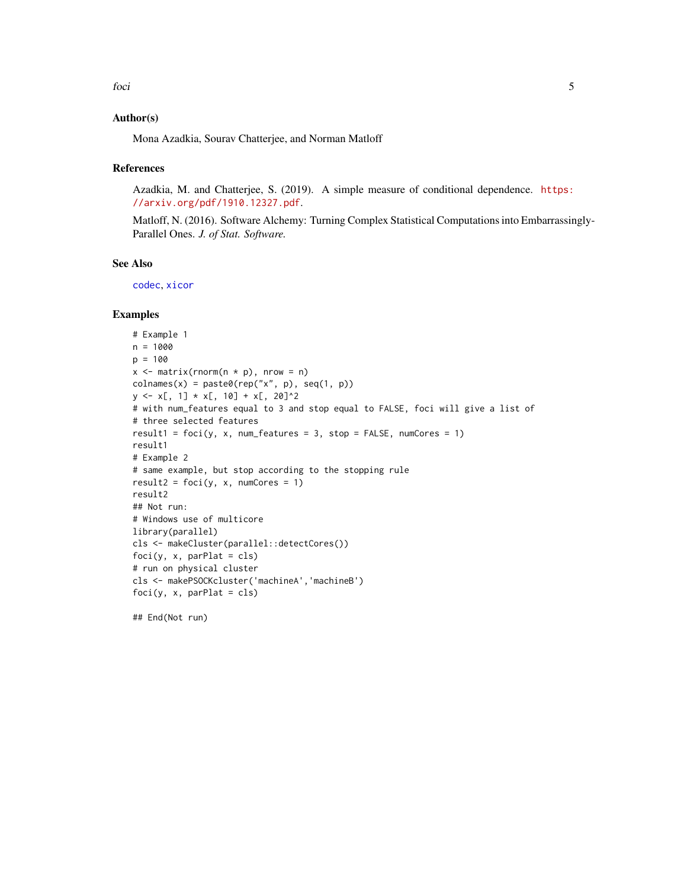## Author(s)

Mona Azadkia, Sourav Chatterjee, and Norman Matloff

## References

Azadkia, M. and Chatterjee, S. (2019). A simple measure of conditional dependence. https://arxiv.org/pdf/1910.12327.pdf.

Matloff, N. (2016). Software Alchemy: Turning Complex Statistical Computations into Embarrassingly-Parallel Ones. *J. of Stat. Software.*

## See Also

codec, xicor

## Examples

```
# Example 1
n = 1000
p = 100
x <- matrix(rnorm(n * p), nrow = n)
colnames(x) = paste0(rep("x", p), seq(1, p))
y <- x[, 1] * x[, 10] + x[, 20]^2
# with num_features equal to 3 and stop equal to FALSE, foci will give a list of
# three selected features
result1 = foci(y, x, num_features = 3, stop = FALSE, numCores = 1)
result1
# Example 2
# same example, but stop according to the stopping rule
result2 = foci(y, x, numCores = 1)
result2
## Not run:
# Windows use of multicore
library(parallel)
cls <- makeCluster(parallel::detectCores())
foci(y, x, parPlat = cls)
# run on physical cluster
cls <- makePSOCKcluster('machineA','machineB')
foci(y, x, parPlat = cls)

## End(Not run)
```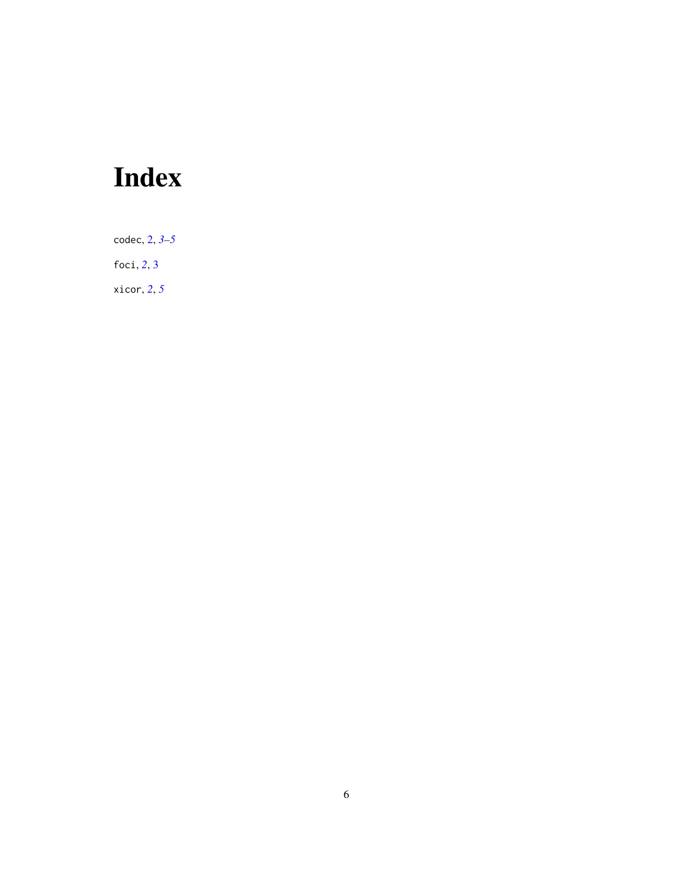# Index

codec, *2*, *3–5*

foci, *2*, 3

xicor, *2*, *5*